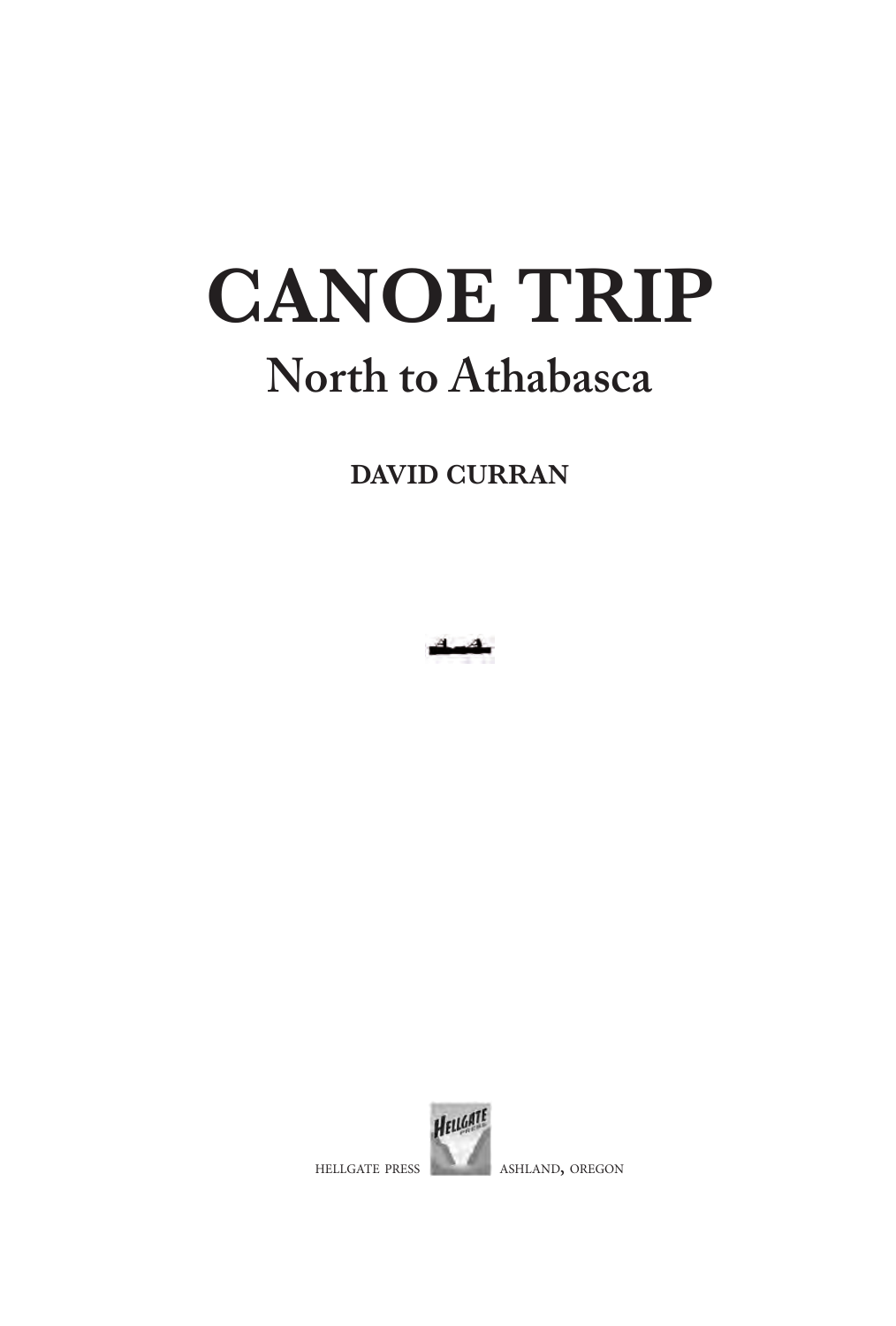# CANOE TRIP

## North to Athabasca

**DAVID CURRAN**

HELLGATE PRESS ASHLAND, OREGON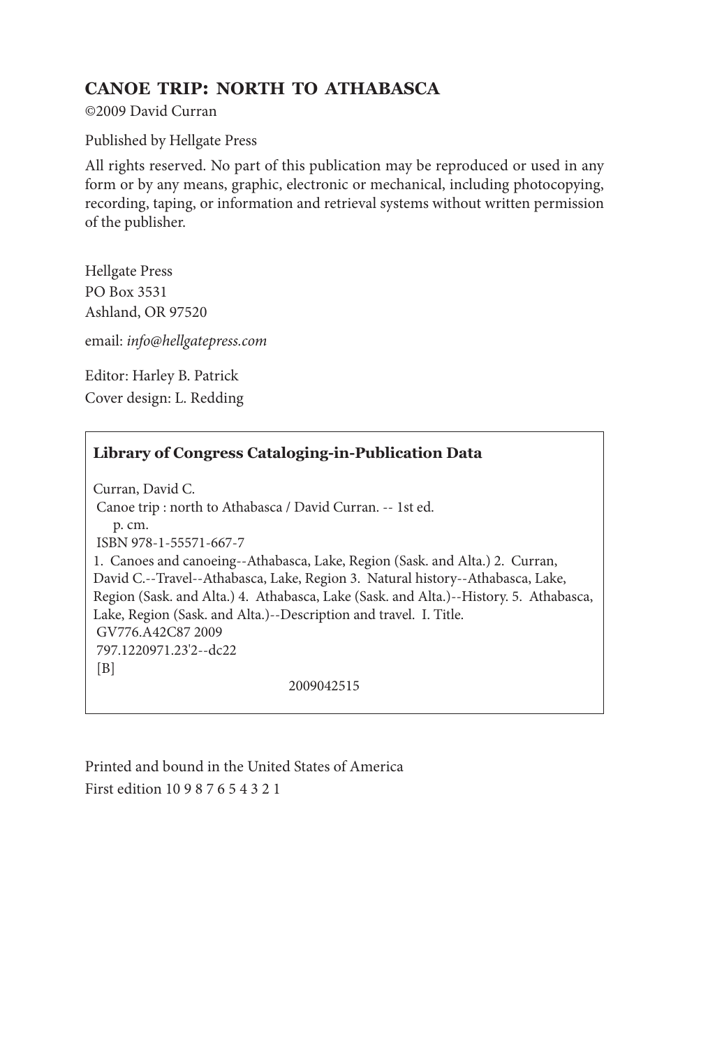**CANOE TRIP: NORTH TO ATHABASCA**

©2009 David Curran

Published by Hellgate Press

All rights reserved. No part of this publication may be reproduced or used in any form or by any means, graphic, electronic or mechanical, including photocopying, recording, taping, or information and retrieval systems without written permission of the publisher.

Hellgate Press
PO Box 3531
Ashland, OR 97520

email: *info@hellgatepress.com*

Editor: Harley B. Patrick
Cover design: L. Redding

**Library of Congress Cataloging-in-Publication Data**

Curran, David C.
Canoe trip : north to Athabasca / David Curran. -- 1st ed.
p. cm.
ISBN 978-1-55571-667-7
1. Canoes and canoeing--Athabasca, Lake, Region (Sask. and Alta.) 2. Curran, David C.--Travel--Athabasca, Lake, Region 3. Natural history--Athabasca, Lake, Region (Sask. and Alta.) 4. Athabasca, Lake (Sask. and Alta.)--History. 5. Athabasca, Lake, Region (Sask. and Alta.)--Description and travel. I. Title.
GV776.A42C87 2009
797.1220971.23'2--dc22
[B]
2009042515

Printed and bound in the United States of America
First edition 10 9 8 7 6 5 4 3 2 1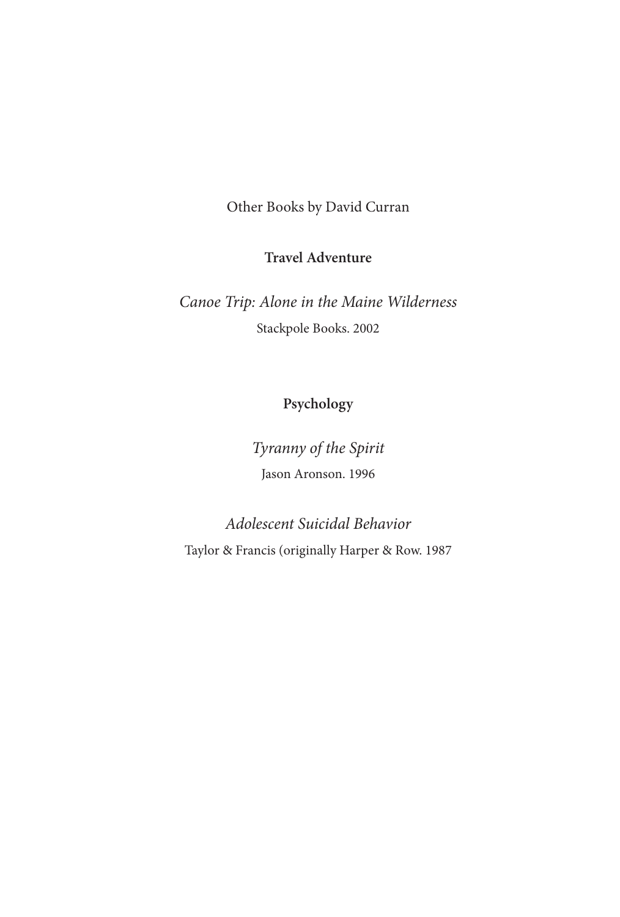Other Books by David Curran

**Travel Adventure**

*Canoe Trip: Alone in the Maine Wilderness*
Stackpole Books. 2002

**Psychology**

*Tyranny of the Spirit*
Jason Aronson. 1996

*Adolescent Suicidal Behavior*
Taylor & Francis (originally Harper & Row. 1987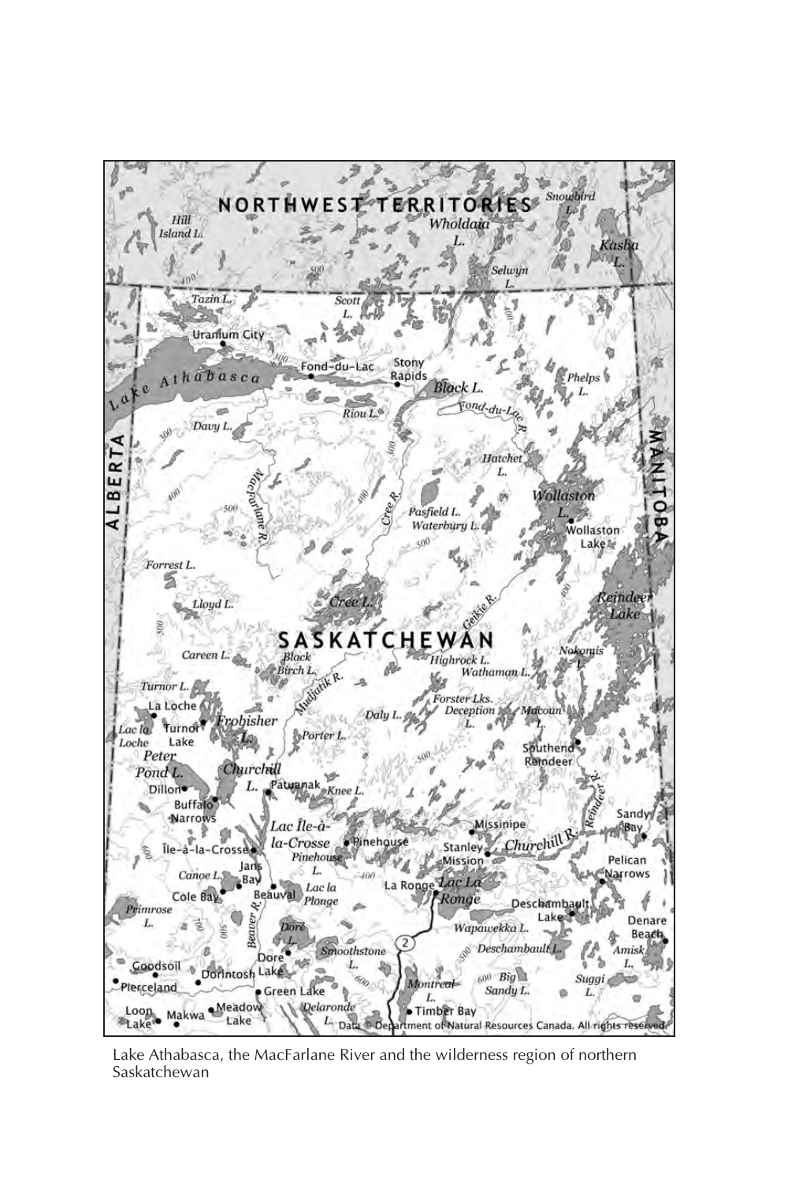Lake Athabasca, the MacFarlane River and the wilderness region of northern Saskatchewan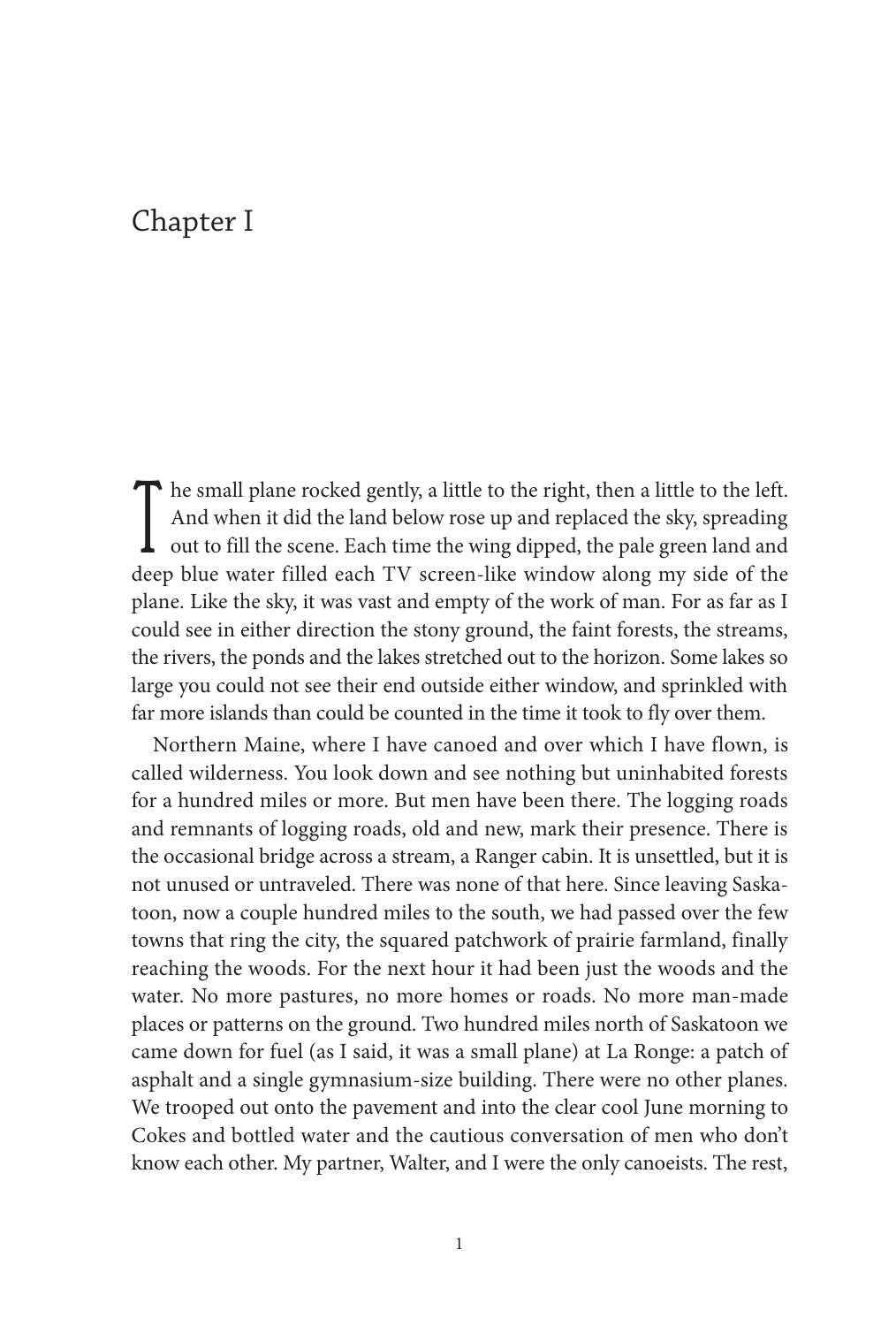# Chapter I

The small plane rocked gently, a little to the right, then a little to the left. And when it did the land below rose up and replaced the sky, spreading out to fill the scene. Each time the wing dipped, the pale green land and deep blue water filled each TV screen-like window along my side of the plane. Like the sky, it was vast and empty of the work of man. For as far as I could see in either direction the stony ground, the faint forests, the streams, the rivers, the ponds and the lakes stretched out to the horizon. Some lakes so large you could not see their end outside either window, and sprinkled with far more islands than could be counted in the time it took to fly over them.

Northern Maine, where I have canoed and over which I have flown, is called wilderness. You look down and see nothing but uninhabited forests for a hundred miles or more. But men have been there. The logging roads and remnants of logging roads, old and new, mark their presence. There is the occasional bridge across a stream, a Ranger cabin. It is unsettled, but it is not unused or untraveled. There was none of that here. Since leaving Saskatoon, now a couple hundred miles to the south, we had passed over the few towns that ring the city, the squared patchwork of prairie farmland, finally reaching the woods. For the next hour it had been just the woods and the water. No more pastures, no more homes or roads. No more man-made places or patterns on the ground. Two hundred miles north of Saskatoon we came down for fuel (as I said, it was a small plane) at La Ronge: a patch of asphalt and a single gymnasium-size building. There were no other planes. We trooped out onto the pavement and into the clear cool June morning to Cokes and bottled water and the cautious conversation of men who don't know each other. My partner, Walter, and I were the only canoeists. The rest,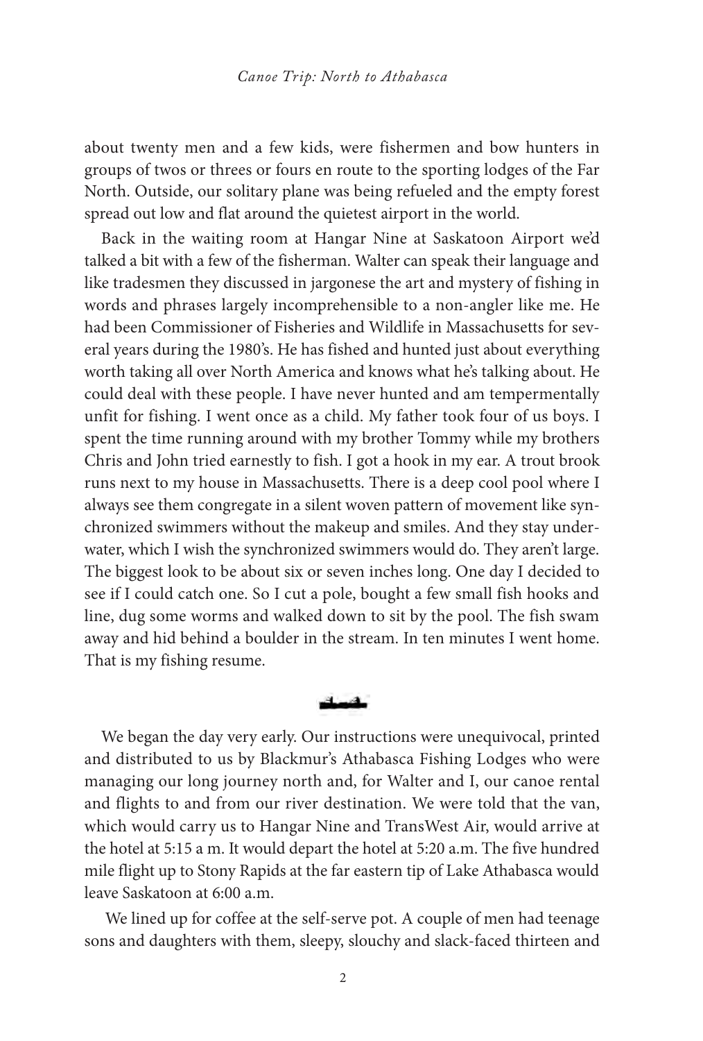about twenty men and a few kids, were fishermen and bow hunters in groups of twos or threes or fours en route to the sporting lodges of the Far North. Outside, our solitary plane was being refueled and the empty forest spread out low and flat around the quietest airport in the world.

Back in the waiting room at Hangar Nine at Saskatoon Airport we'd talked a bit with a few of the fisherman. Walter can speak their language and like tradesmen they discussed in jargonese the art and mystery of fishing in words and phrases largely incomprehensible to a non-angler like me. He had been Commissioner of Fisheries and Wildlife in Massachusetts for several years during the 1980's. He has fished and hunted just about everything worth taking all over North America and knows what he's talking about. He could deal with these people. I have never hunted and am tempermentally unfit for fishing. I went once as a child. My father took four of us boys. I spent the time running around with my brother Tommy while my brothers Chris and John tried earnestly to fish. I got a hook in my ear. A trout brook runs next to my house in Massachusetts. There is a deep cool pool where I always see them congregate in a silent woven pattern of movement like synchronized swimmers without the makeup and smiles. And they stay underwater, which I wish the synchronized swimmers would do. They aren't large. The biggest look to be about six or seven inches long. One day I decided to see if I could catch one. So I cut a pole, bought a few small fish hooks and line, dug some worms and walked down to sit by the pool. The fish swam away and hid behind a boulder in the stream. In ten minutes I went home. That is my fishing resume.

---

We began the day very early. Our instructions were unequivocal, printed and distributed to us by Blackmur's Athabasca Fishing Lodges who were managing our long journey north and, for Walter and I, our canoe rental and flights to and from our river destination. We were told that the van, which would carry us to Hangar Nine and TransWest Air, would arrive at the hotel at 5:15 a m. It would depart the hotel at 5:20 a.m. The five hundred mile flight up to Stony Rapids at the far eastern tip of Lake Athabasca would leave Saskatoon at 6:00 a.m.

We lined up for coffee at the self-serve pot. A couple of men had teenage sons and daughters with them, sleepy, slouchy and slack-faced thirteen and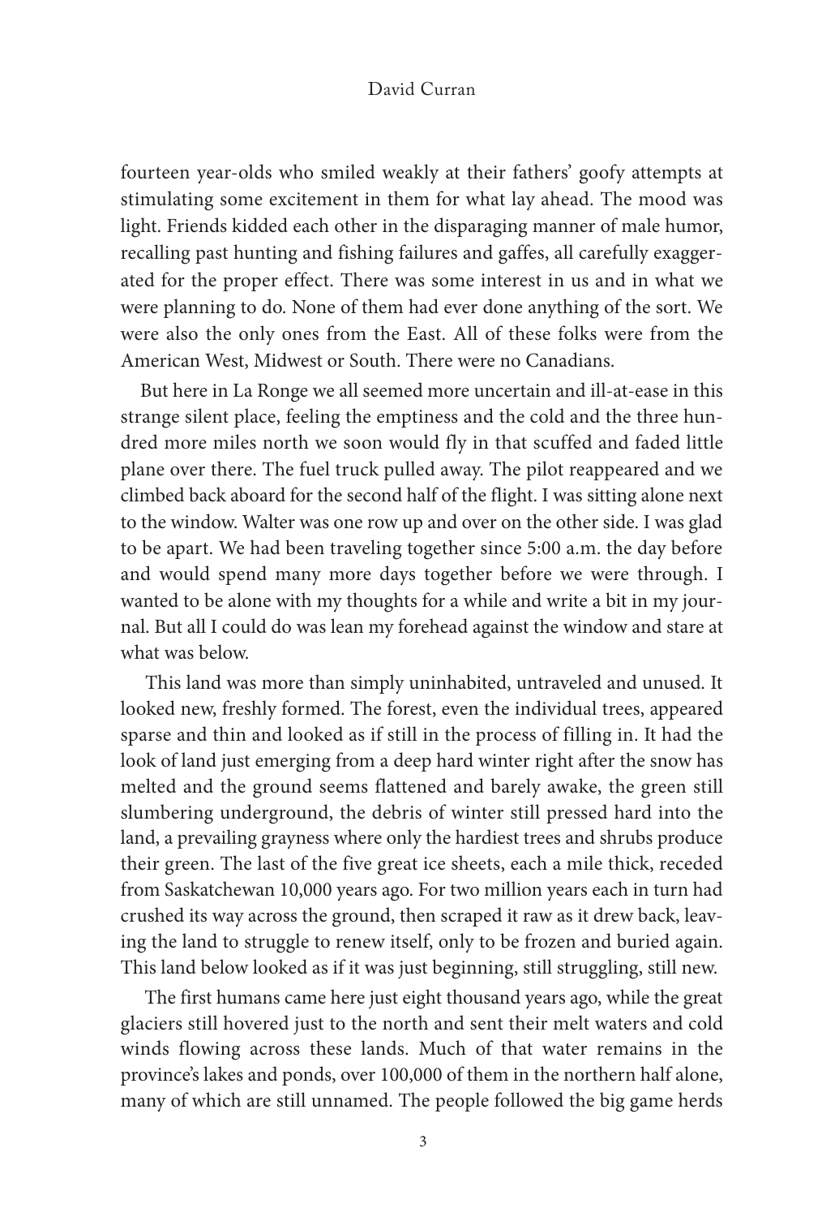fourteen year-olds who smiled weakly at their fathers' goofy attempts at stimulating some excitement in them for what lay ahead. The mood was light. Friends kidded each other in the disparaging manner of male humor, recalling past hunting and fishing failures and gaffes, all carefully exaggerated for the proper effect. There was some interest in us and in what we were planning to do. None of them had ever done anything of the sort. We were also the only ones from the East. All of these folks were from the American West, Midwest or South. There were no Canadians.

But here in La Ronge we all seemed more uncertain and ill-at-ease in this strange silent place, feeling the emptiness and the cold and the three hundred more miles north we soon would fly in that scuffed and faded little plane over there. The fuel truck pulled away. The pilot reappeared and we climbed back aboard for the second half of the flight. I was sitting alone next to the window. Walter was one row up and over on the other side. I was glad to be apart. We had been traveling together since 5:00 a.m. the day before and would spend many more days together before we were through. I wanted to be alone with my thoughts for a while and write a bit in my journal. But all I could do was lean my forehead against the window and stare at what was below.

This land was more than simply uninhabited, untraveled and unused. It looked new, freshly formed. The forest, even the individual trees, appeared sparse and thin and looked as if still in the process of filling in. It had the look of land just emerging from a deep hard winter right after the snow has melted and the ground seems flattened and barely awake, the green still slumbering underground, the debris of winter still pressed hard into the land, a prevailing grayness where only the hardiest trees and shrubs produce their green. The last of the five great ice sheets, each a mile thick, receded from Saskatchewan 10,000 years ago. For two million years each in turn had crushed its way across the ground, then scraped it raw as it drew back, leaving the land to struggle to renew itself, only to be frozen and buried again. This land below looked as if it was just beginning, still struggling, still new.

The first humans came here just eight thousand years ago, while the great glaciers still hovered just to the north and sent their melt waters and cold winds flowing across these lands. Much of that water remains in the province's lakes and ponds, over 100,000 of them in the northern half alone, many of which are still unnamed. The people followed the big game herds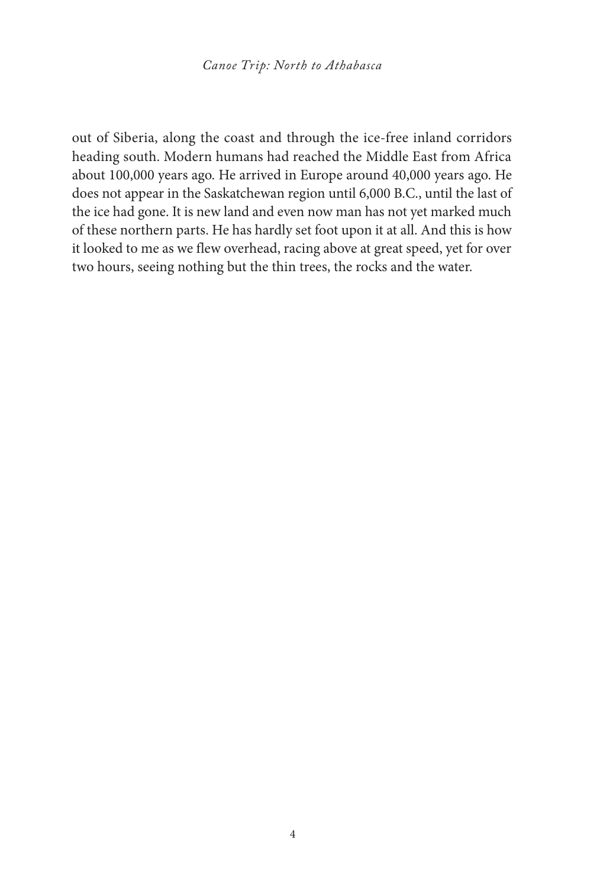out of Siberia, along the coast and through the ice-free inland corridors heading south. Modern humans had reached the Middle East from Africa about 100,000 years ago. He arrived in Europe around 40,000 years ago. He does not appear in the Saskatchewan region until 6,000 B.C., until the last of the ice had gone. It is new land and even now man has not yet marked much of these northern parts. He has hardly set foot upon it at all. And this is how it looked to me as we flew overhead, racing above at great speed, yet for over two hours, seeing nothing but the thin trees, the rocks and the water.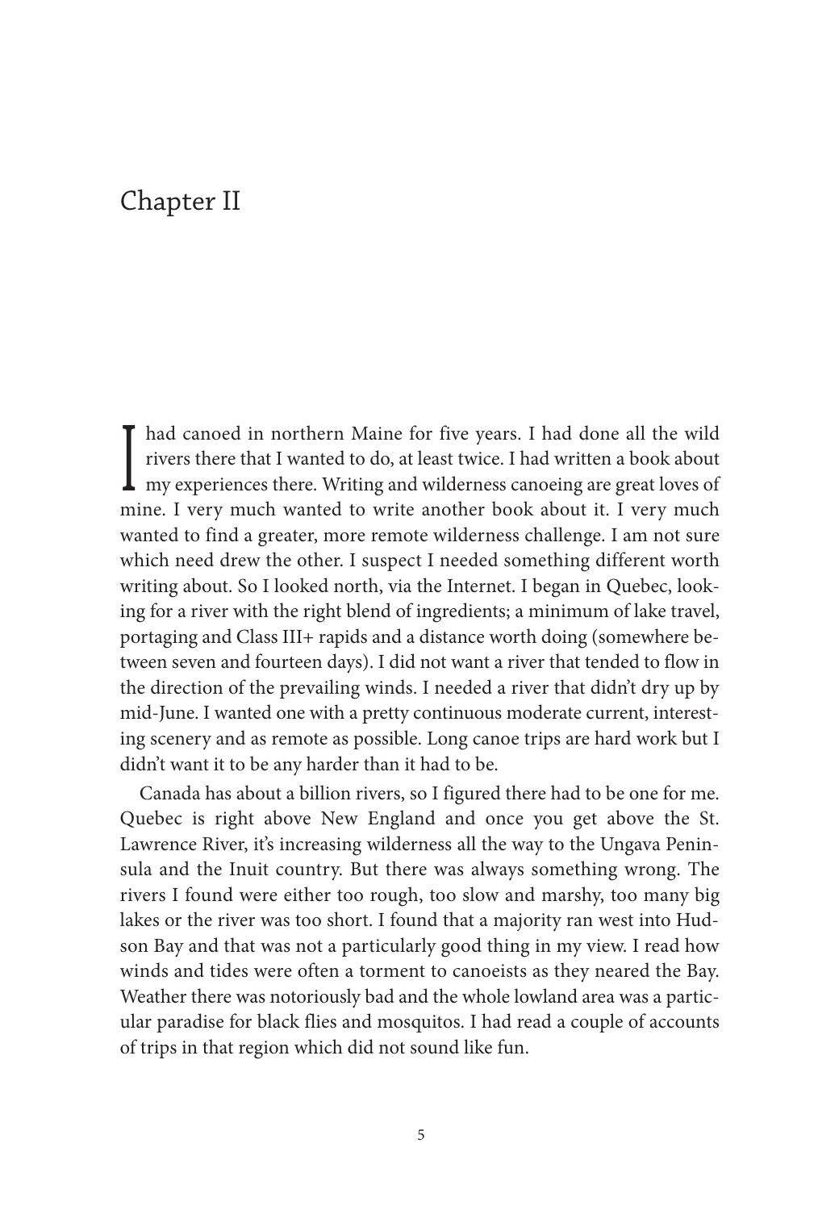# Chapter II

I had canoed in northern Maine for five years. I had done all the wild rivers there that I wanted to do, at least twice. I had written a book about my experiences there. Writing and wilderness canoeing are great loves of mine. I very much wanted to write another book about it. I very much wanted to find a greater, more remote wilderness challenge. I am not sure which need drew the other. I suspect I needed something different worth writing about. So I looked north, via the Internet. I began in Quebec, looking for a river with the right blend of ingredients; a minimum of lake travel, portaging and Class III+ rapids and a distance worth doing (somewhere between seven and fourteen days). I did not want a river that tended to flow in the direction of the prevailing winds. I needed a river that didn't dry up by mid-June. I wanted one with a pretty continuous moderate current, interesting scenery and as remote as possible. Long canoe trips are hard work but I didn't want it to be any harder than it had to be.

Canada has about a billion rivers, so I figured there had to be one for me. Quebec is right above New England and once you get above the St. Lawrence River, it's increasing wilderness all the way to the Ungava Peninsula and the Inuit country. But there was always something wrong. The rivers I found were either too rough, too slow and marshy, too many big lakes or the river was too short. I found that a majority ran west into Hudson Bay and that was not a particularly good thing in my view. I read how winds and tides were often a torment to canoeists as they neared the Bay. Weather there was notoriously bad and the whole lowland area was a particular paradise for black flies and mosquitos. I had read a couple of accounts of trips in that region which did not sound like fun.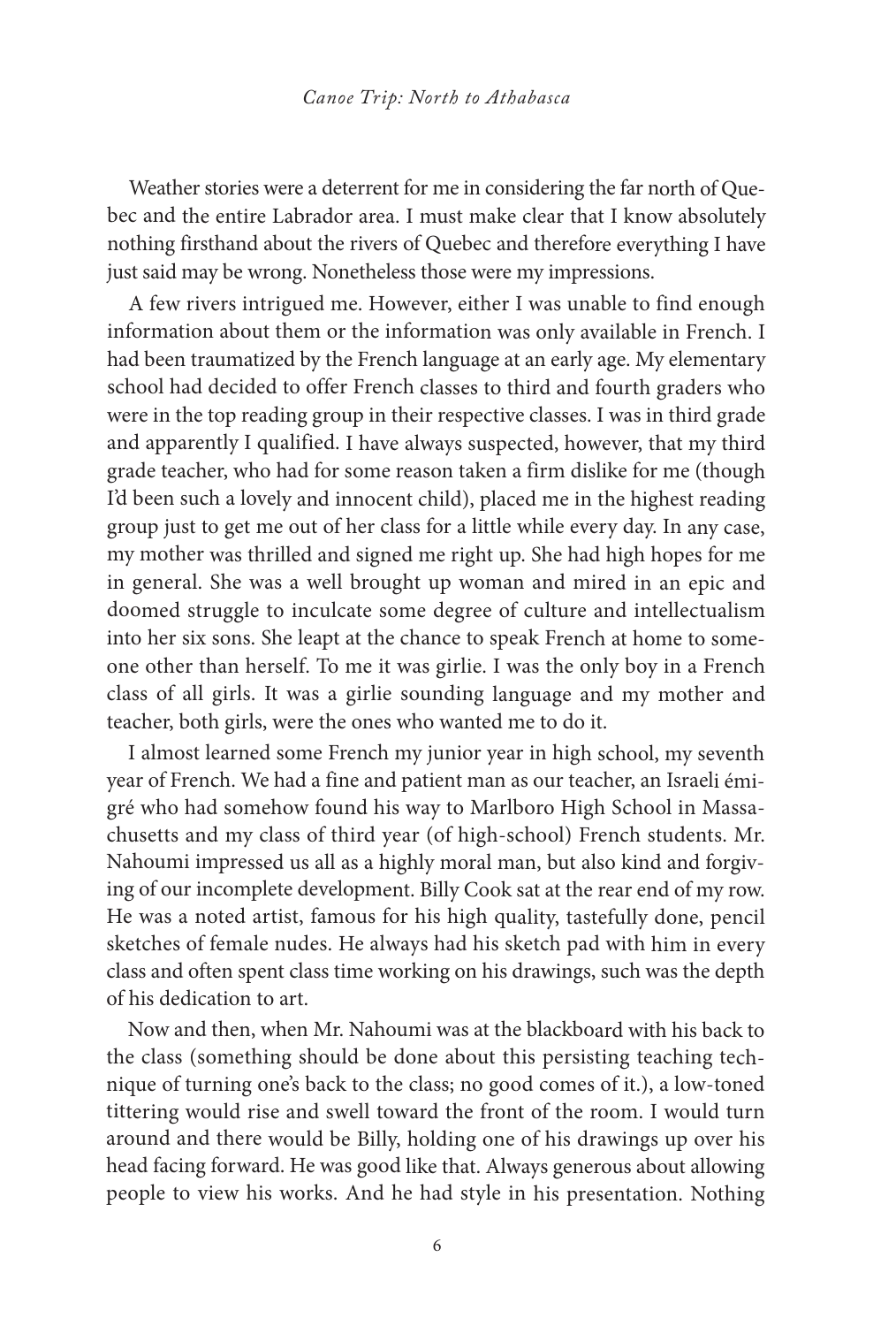Weather stories were a deterrent for me in considering the far north of Quebec and the entire Labrador area. I must make clear that I know absolutely nothing firsthand about the rivers of Quebec and therefore everything I have just said may be wrong. Nonetheless those were my impressions.

A few rivers intrigued me. However, either I was unable to find enough information about them or the information was only available in French. I had been traumatized by the French language at an early age. My elementary school had decided to offer French classes to third and fourth graders who were in the top reading group in their respective classes. I was in third grade and apparently I qualified. I have always suspected, however, that my third grade teacher, who had for some reason taken a firm dislike for me (though I'd been such a lovely and innocent child), placed me in the highest reading group just to get me out of her class for a little while every day. In any case, my mother was thrilled and signed me right up. She had high hopes for me in general. She was a well brought up woman and mired in an epic and doomed struggle to inculcate some degree of culture and intellectualism into her six sons. She leapt at the chance to speak French at home to someone other than herself. To me it was girlie. I was the only boy in a French class of all girls. It was a girlie sounding language and my mother and teacher, both girls, were the ones who wanted me to do it.

I almost learned some French my junior year in high school, my seventh year of French. We had a fine and patient man as our teacher, an Israeli émigré who had somehow found his way to Marlboro High School in Massachusetts and my class of third year (of high-school) French students. Mr. Nahoumi impressed us all as a highly moral man, but also kind and forgiving of our incomplete development. Billy Cook sat at the rear end of my row. He was a noted artist, famous for his high quality, tastefully done, pencil sketches of female nudes. He always had his sketch pad with him in every class and often spent class time working on his drawings, such was the depth of his dedication to art.

Now and then, when Mr. Nahoumi was at the blackboard with his back to the class (something should be done about this persisting teaching technique of turning one's back to the class; no good comes of it.), a low-toned tittering would rise and swell toward the front of the room. I would turn around and there would be Billy, holding one of his drawings up over his head facing forward. He was good like that. Always generous about allowing people to view his works. And he had style in his presentation. Nothing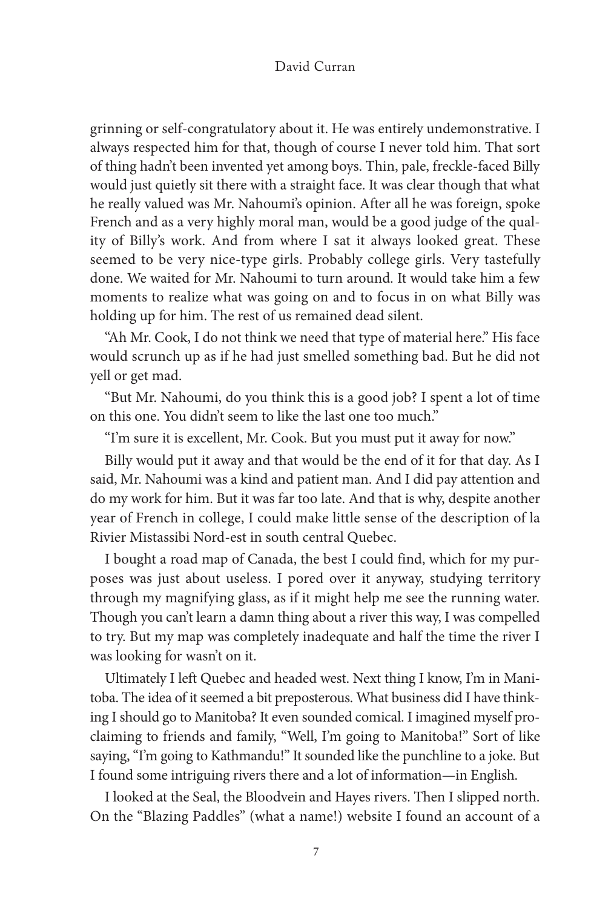grinning or self-congratulatory about it. He was entirely undemonstrative. I always respected him for that, though of course I never told him. That sort of thing hadn't been invented yet among boys. Thin, pale, freckle-faced Billy would just quietly sit there with a straight face. It was clear though that what he really valued was Mr. Nahoumi's opinion. After all he was foreign, spoke French and as a very highly moral man, would be a good judge of the quality of Billy's work. And from where I sat it always looked great. These seemed to be very nice-type girls. Probably college girls. Very tastefully done. We waited for Mr. Nahoumi to turn around. It would take him a few moments to realize what was going on and to focus in on what Billy was holding up for him. The rest of us remained dead silent.

"Ah Mr. Cook, I do not think we need that type of material here." His face would scrunch up as if he had just smelled something bad. But he did not yell or get mad.

"But Mr. Nahoumi, do you think this is a good job? I spent a lot of time on this one. You didn't seem to like the last one too much."

"I'm sure it is excellent, Mr. Cook. But you must put it away for now."

Billy would put it away and that would be the end of it for that day. As I said, Mr. Nahoumi was a kind and patient man. And I did pay attention and do my work for him. But it was far too late. And that is why, despite another year of French in college, I could make little sense of the description of la Rivier Mistassibi Nord-est in south central Quebec.

I bought a road map of Canada, the best I could find, which for my purposes was just about useless. I pored over it anyway, studying territory through my magnifying glass, as if it might help me see the running water. Though you can't learn a damn thing about a river this way, I was compelled to try. But my map was completely inadequate and half the time the river I was looking for wasn't on it.

Ultimately I left Quebec and headed west. Next thing I know, I'm in Manitoba. The idea of it seemed a bit preposterous. What business did I have thinking I should go to Manitoba? It even sounded comical. I imagined myself proclaiming to friends and family, "Well, I'm going to Manitoba!" Sort of like saying, "I'm going to Kathmandu!" It sounded like the punchline to a joke. But I found some intriguing rivers there and a lot of information—in English.

I looked at the Seal, the Bloodvein and Hayes rivers. Then I slipped north. On the "Blazing Paddles" (what a name!) website I found an account of a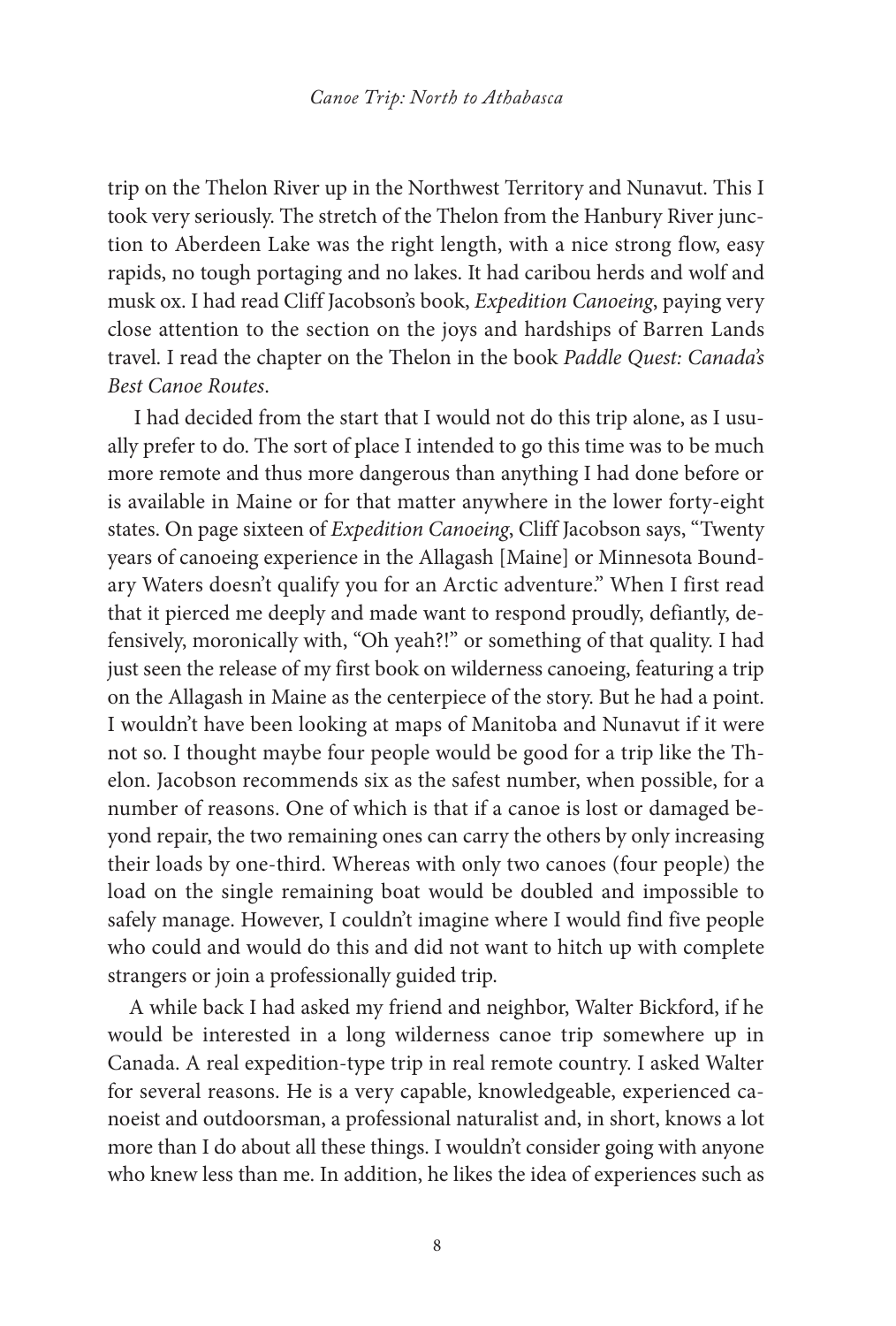trip on the Thelon River up in the Northwest Territory and Nunavut. This I took very seriously. The stretch of the Thelon from the Hanbury River junction to Aberdeen Lake was the right length, with a nice strong flow, easy rapids, no tough portaging and no lakes. It had caribou herds and wolf and musk ox. I had read Cliff Jacobson's book, *Expedition Canoeing*, paying very close attention to the section on the joys and hardships of Barren Lands travel. I read the chapter on the Thelon in the book *Paddle Quest: Canada's Best Canoe Routes*.

I had decided from the start that I would not do this trip alone, as I usually prefer to do. The sort of place I intended to go this time was to be much more remote and thus more dangerous than anything I had done before or is available in Maine or for that matter anywhere in the lower forty-eight states. On page sixteen of *Expedition Canoeing*, Cliff Jacobson says, "Twenty years of canoeing experience in the Allagash [Maine] or Minnesota Boundary Waters doesn't qualify you for an Arctic adventure." When I first read that it pierced me deeply and made want to respond proudly, defiantly, defensively, moronically with, "Oh yeah?!" or something of that quality. I had just seen the release of my first book on wilderness canoeing, featuring a trip on the Allagash in Maine as the centerpiece of the story. But he had a point. I wouldn't have been looking at maps of Manitoba and Nunavut if it were not so. I thought maybe four people would be good for a trip like the Thelon. Jacobson recommends six as the safest number, when possible, for a number of reasons. One of which is that if a canoe is lost or damaged beyond repair, the two remaining ones can carry the others by only increasing their loads by one-third. Whereas with only two canoes (four people) the load on the single remaining boat would be doubled and impossible to safely manage. However, I couldn't imagine where I would find five people who could and would do this and did not want to hitch up with complete strangers or join a professionally guided trip.

A while back I had asked my friend and neighbor, Walter Bickford, if he would be interested in a long wilderness canoe trip somewhere up in Canada. A real expedition-type trip in real remote country. I asked Walter for several reasons. He is a very capable, knowledgeable, experienced canoeist and outdoorsman, a professional naturalist and, in short, knows a lot more than I do about all these things. I wouldn't consider going with anyone who knew less than me. In addition, he likes the idea of experiences such as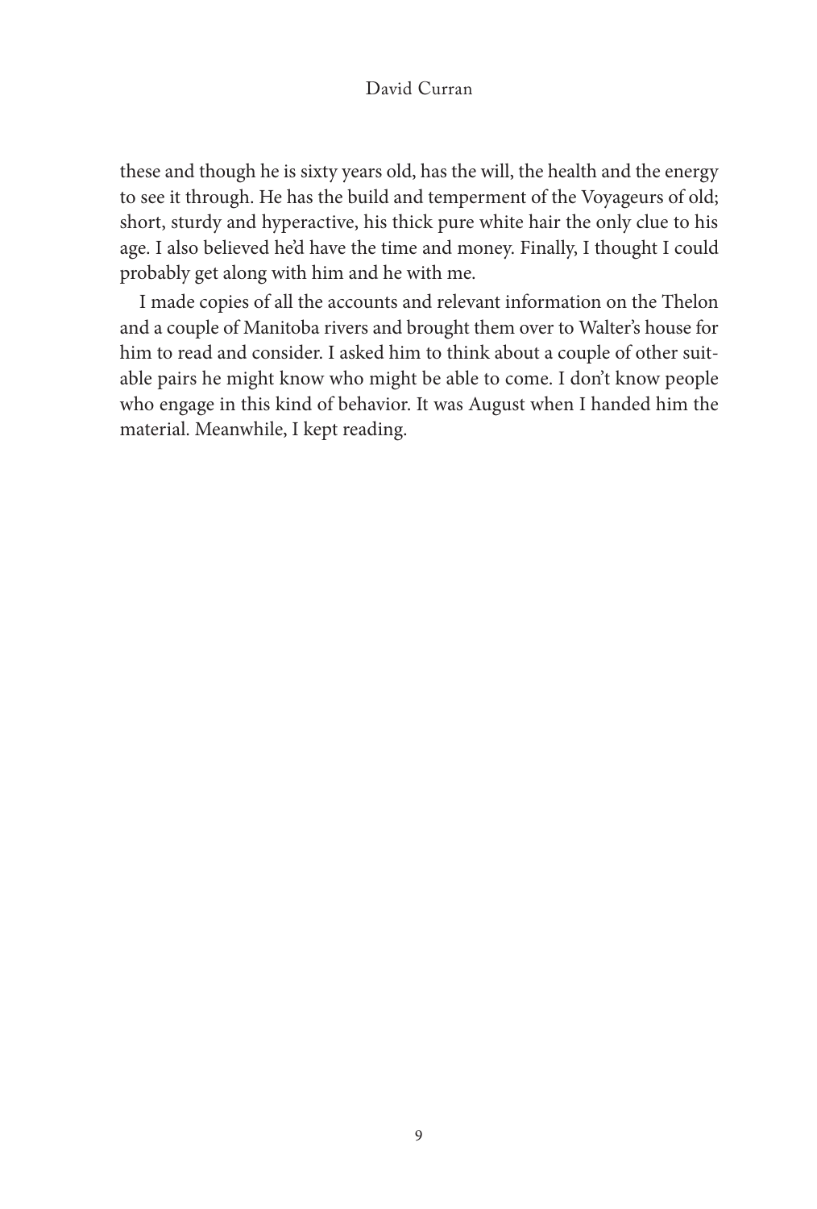these and though he is sixty years old, has the will, the health and the energy to see it through. He has the build and temperment of the Voyageurs of old; short, sturdy and hyperactive, his thick pure white hair the only clue to his age. I also believed he'd have the time and money. Finally, I thought I could probably get along with him and he with me.

I made copies of all the accounts and relevant information on the Thelon and a couple of Manitoba rivers and brought them over to Walter's house for him to read and consider. I asked him to think about a couple of other suitable pairs he might know who might be able to come. I don't know people who engage in this kind of behavior. It was August when I handed him the material. Meanwhile, I kept reading.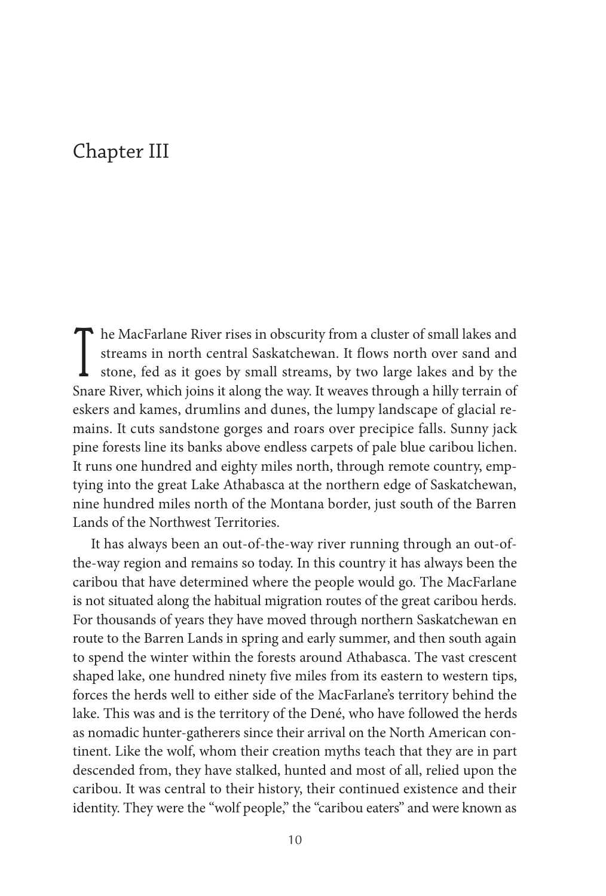# Chapter III

The MacFarlane River rises in obscurity from a cluster of small lakes and streams in north central Saskatchewan. It flows north over sand and stone, fed as it goes by small streams, by two large lakes and by the Snare River, which joins it along the way. It weaves through a hilly terrain of eskers and kames, drumlins and dunes, the lumpy landscape of glacial remains. It cuts sandstone gorges and roars over precipice falls. Sunny jack pine forests line its banks above endless carpets of pale blue caribou lichen. It runs one hundred and eighty miles north, through remote country, emptying into the great Lake Athabasca at the northern edge of Saskatchewan, nine hundred miles north of the Montana border, just south of the Barren Lands of the Northwest Territories.

It has always been an out-of-the-way river running through an out-of-the-way region and remains so today. In this country it has always been the caribou that have determined where the people would go. The MacFarlane is not situated along the habitual migration routes of the great caribou herds. For thousands of years they have moved through northern Saskatchewan en route to the Barren Lands in spring and early summer, and then south again to spend the winter within the forests around Athabasca. The vast crescent shaped lake, one hundred ninety five miles from its eastern to western tips, forces the herds well to either side of the MacFarlane's territory behind the lake. This was and is the territory of the Dené, who have followed the herds as nomadic hunter-gatherers since their arrival on the North American continent. Like the wolf, whom their creation myths teach that they are in part descended from, they have stalked, hunted and most of all, relied upon the caribou. It was central to their history, their continued existence and their identity. They were the "wolf people," the "caribou eaters" and were known as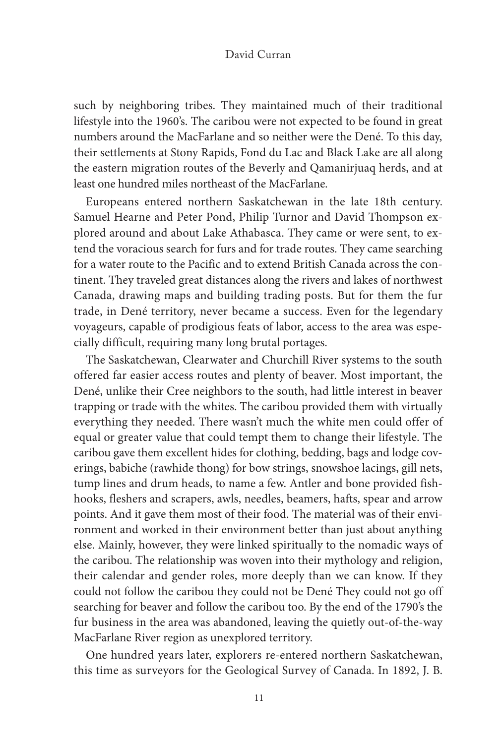such by neighboring tribes. They maintained much of their traditional lifestyle into the 1960's. The caribou were not expected to be found in great numbers around the MacFarlane and so neither were the Dené. To this day, their settlements at Stony Rapids, Fond du Lac and Black Lake are all along the eastern migration routes of the Beverly and Qamanirjuaq herds, and at least one hundred miles northeast of the MacFarlane.

Europeans entered northern Saskatchewan in the late 18th century. Samuel Hearne and Peter Pond, Philip Turnor and David Thompson explored around and about Lake Athabasca. They came or were sent, to extend the voracious search for furs and for trade routes. They came searching for a water route to the Pacific and to extend British Canada across the continent. They traveled great distances along the rivers and lakes of northwest Canada, drawing maps and building trading posts. But for them the fur trade, in Dené territory, never became a success. Even for the legendary voyageurs, capable of prodigious feats of labor, access to the area was especially difficult, requiring many long brutal portages.

The Saskatchewan, Clearwater and Churchill River systems to the south offered far easier access routes and plenty of beaver. Most important, the Dené, unlike their Cree neighbors to the south, had little interest in beaver trapping or trade with the whites. The caribou provided them with virtually everything they needed. There wasn't much the white men could offer of equal or greater value that could tempt them to change their lifestyle. The caribou gave them excellent hides for clothing, bedding, bags and lodge coverings, babiche (rawhide thong) for bow strings, snowshoe lacings, gill nets, tump lines and drum heads, to name a few. Antler and bone provided fishhooks, fleshers and scrapers, awls, needles, beamers, hafts, spear and arrow points. And it gave them most of their food. The material was of their environment and worked in their environment better than just about anything else. Mainly, however, they were linked spiritually to the nomadic ways of the caribou. The relationship was woven into their mythology and religion, their calendar and gender roles, more deeply than we can know. If they could not follow the caribou they could not be Dené They could not go off searching for beaver and follow the caribou too. By the end of the 1790's the fur business in the area was abandoned, leaving the quietly out-of-the-way MacFarlane River region as unexplored territory.

One hundred years later, explorers re-entered northern Saskatchewan, this time as surveyors for the Geological Survey of Canada. In 1892, J. B.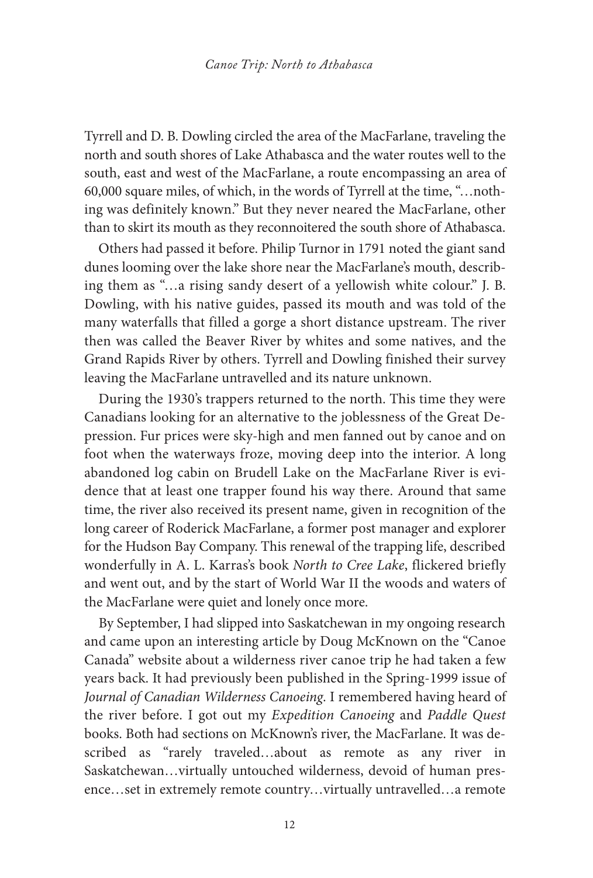Tyrrell and D. B. Dowling circled the area of the MacFarlane, traveling the north and south shores of Lake Athabasca and the water routes well to the south, east and west of the MacFarlane, a route encompassing an area of 60,000 square miles, of which, in the words of Tyrrell at the time, "…nothing was definitely known." But they never neared the MacFarlane, other than to skirt its mouth as they reconnoitered the south shore of Athabasca.

Others had passed it before. Philip Turnor in 1791 noted the giant sand dunes looming over the lake shore near the MacFarlane's mouth, describing them as "…a rising sandy desert of a yellowish white colour." J. B. Dowling, with his native guides, passed its mouth and was told of the many waterfalls that filled a gorge a short distance upstream. The river then was called the Beaver River by whites and some natives, and the Grand Rapids River by others. Tyrrell and Dowling finished their survey leaving the MacFarlane untravelled and its nature unknown.

During the 1930's trappers returned to the north. This time they were Canadians looking for an alternative to the joblessness of the Great Depression. Fur prices were sky-high and men fanned out by canoe and on foot when the waterways froze, moving deep into the interior. A long abandoned log cabin on Brudell Lake on the MacFarlane River is evidence that at least one trapper found his way there. Around that same time, the river also received its present name, given in recognition of the long career of Roderick MacFarlane, a former post manager and explorer for the Hudson Bay Company. This renewal of the trapping life, described wonderfully in A. L. Karras's book *North to Cree Lake*, flickered briefly and went out, and by the start of World War II the woods and waters of the MacFarlane were quiet and lonely once more.

By September, I had slipped into Saskatchewan in my ongoing research and came upon an interesting article by Doug McKnown on the "Canoe Canada" website about a wilderness river canoe trip he had taken a few years back. It had previously been published in the Spring-1999 issue of *Journal of Canadian Wilderness Canoeing*. I remembered having heard of the river before. I got out my *Expedition Canoeing* and *Paddle Quest* books. Both had sections on McKnown's river, the MacFarlane. It was described as "rarely traveled…about as remote as any river in Saskatchewan…virtually untouched wilderness, devoid of human presence…set in extremely remote country…virtually untravelled…a remote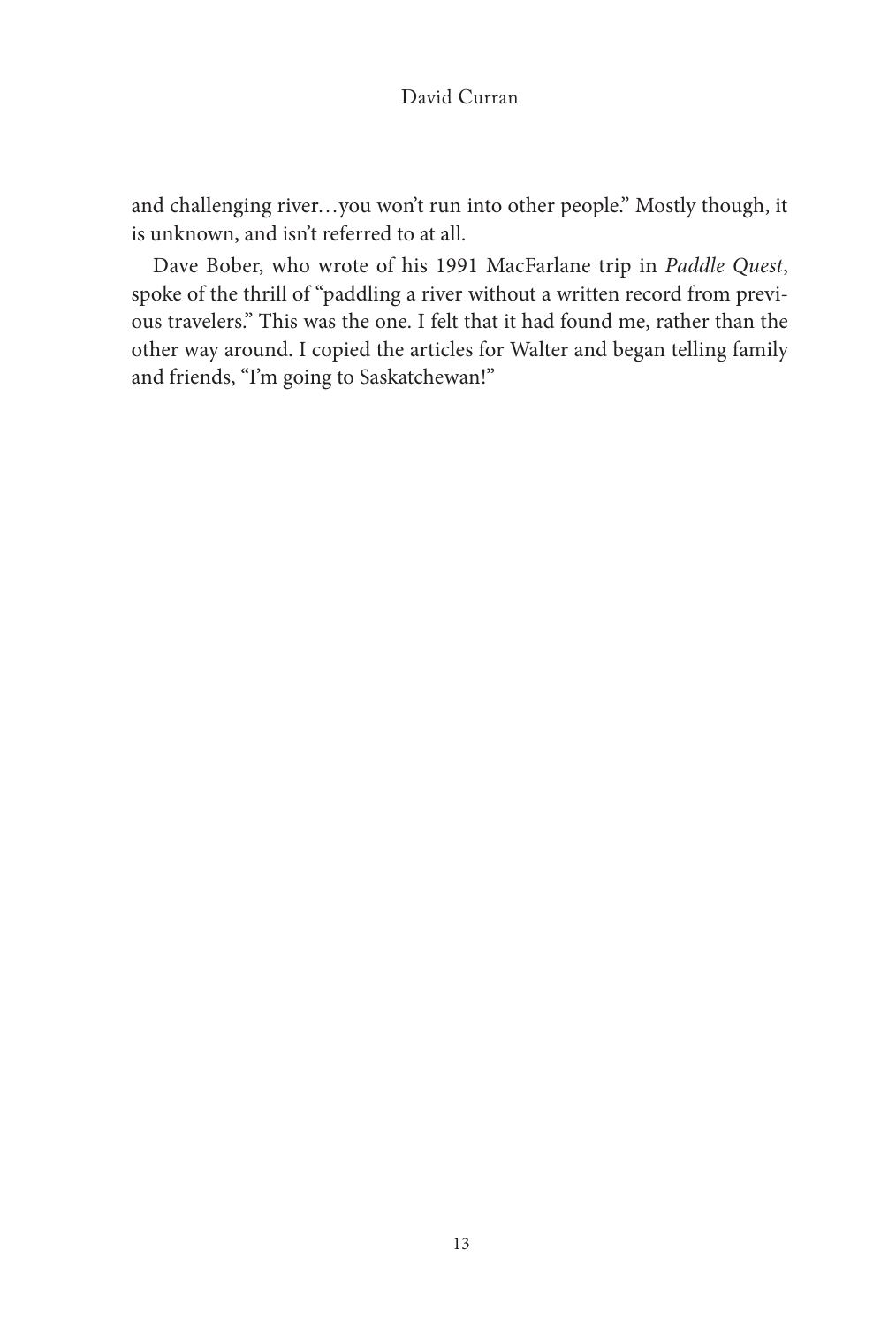and challenging river…you won't run into other people." Mostly though, it is unknown, and isn't referred to at all.

Dave Bober, who wrote of his 1991 MacFarlane trip in *Paddle Quest*, spoke of the thrill of "paddling a river without a written record from previous travelers." This was the one. I felt that it had found me, rather than the other way around. I copied the articles for Walter and began telling family and friends, "I'm going to Saskatchewan!"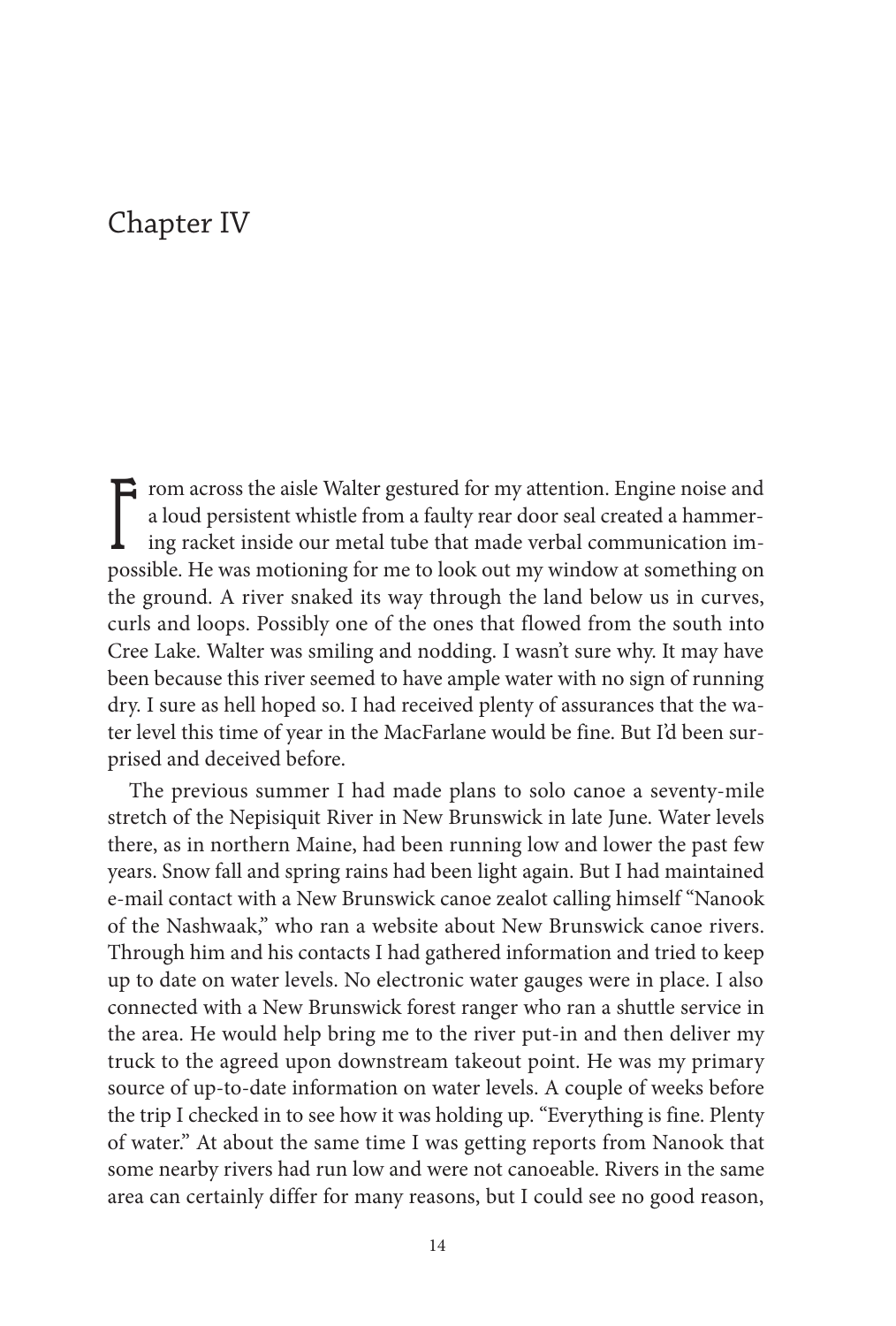# Chapter IV

From across the aisle Walter gestured for my attention. Engine noise and a loud persistent whistle from a faulty rear door seal created a hammering racket inside our metal tube that made verbal communication impossible. He was motioning for me to look out my window at something on the ground. A river snaked its way through the land below us in curves, curls and loops. Possibly one of the ones that flowed from the south into Cree Lake. Walter was smiling and nodding. I wasn't sure why. It may have been because this river seemed to have ample water with no sign of running dry. I sure as hell hoped so. I had received plenty of assurances that the water level this time of year in the MacFarlane would be fine. But I'd been surprised and deceived before.

The previous summer I had made plans to solo canoe a seventy-mile stretch of the Nepisiquit River in New Brunswick in late June. Water levels there, as in northern Maine, had been running low and lower the past few years. Snow fall and spring rains had been light again. But I had maintained e-mail contact with a New Brunswick canoe zealot calling himself "Nanook of the Nashwaak," who ran a website about New Brunswick canoe rivers. Through him and his contacts I had gathered information and tried to keep up to date on water levels. No electronic water gauges were in place. I also connected with a New Brunswick forest ranger who ran a shuttle service in the area. He would help bring me to the river put-in and then deliver my truck to the agreed upon downstream takeout point. He was my primary source of up-to-date information on water levels. A couple of weeks before the trip I checked in to see how it was holding up. "Everything is fine. Plenty of water." At about the same time I was getting reports from Nanook that some nearby rivers had run low and were not canoeable. Rivers in the same area can certainly differ for many reasons, but I could see no good reason,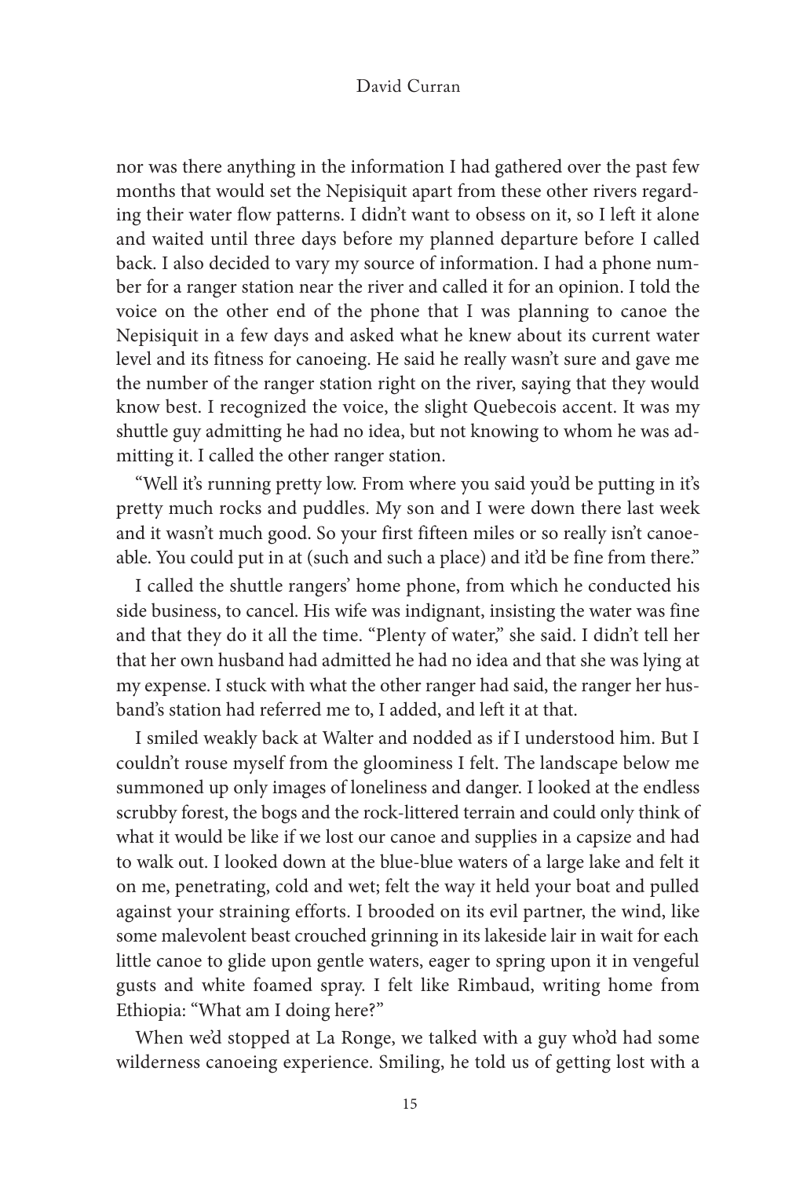nor was there anything in the information I had gathered over the past few months that would set the Nepisiquit apart from these other rivers regarding their water flow patterns. I didn't want to obsess on it, so I left it alone and waited until three days before my planned departure before I called back. I also decided to vary my source of information. I had a phone number for a ranger station near the river and called it for an opinion. I told the voice on the other end of the phone that I was planning to canoe the Nepisiquit in a few days and asked what he knew about its current water level and its fitness for canoeing. He said he really wasn't sure and gave me the number of the ranger station right on the river, saying that they would know best. I recognized the voice, the slight Quebecois accent. It was my shuttle guy admitting he had no idea, but not knowing to whom he was admitting it. I called the other ranger station.

"Well it's running pretty low. From where you said you'd be putting in it's pretty much rocks and puddles. My son and I were down there last week and it wasn't much good. So your first fifteen miles or so really isn't canoeable. You could put in at (such and such a place) and it'd be fine from there."

I called the shuttle rangers' home phone, from which he conducted his side business, to cancel. His wife was indignant, insisting the water was fine and that they do it all the time. "Plenty of water," she said. I didn't tell her that her own husband had admitted he had no idea and that she was lying at my expense. I stuck with what the other ranger had said, the ranger her husband's station had referred me to, I added, and left it at that.

I smiled weakly back at Walter and nodded as if I understood him. But I couldn't rouse myself from the gloominess I felt. The landscape below me summoned up only images of loneliness and danger. I looked at the endless scrubby forest, the bogs and the rock-littered terrain and could only think of what it would be like if we lost our canoe and supplies in a capsize and had to walk out. I looked down at the blue-blue waters of a large lake and felt it on me, penetrating, cold and wet; felt the way it held your boat and pulled against your straining efforts. I brooded on its evil partner, the wind, like some malevolent beast crouched grinning in its lakeside lair in wait for each little canoe to glide upon gentle waters, eager to spring upon it in vengeful gusts and white foamed spray. I felt like Rimbaud, writing home from Ethiopia: "What am I doing here?"

When we'd stopped at La Ronge, we talked with a guy who'd had some wilderness canoeing experience. Smiling, he told us of getting lost with a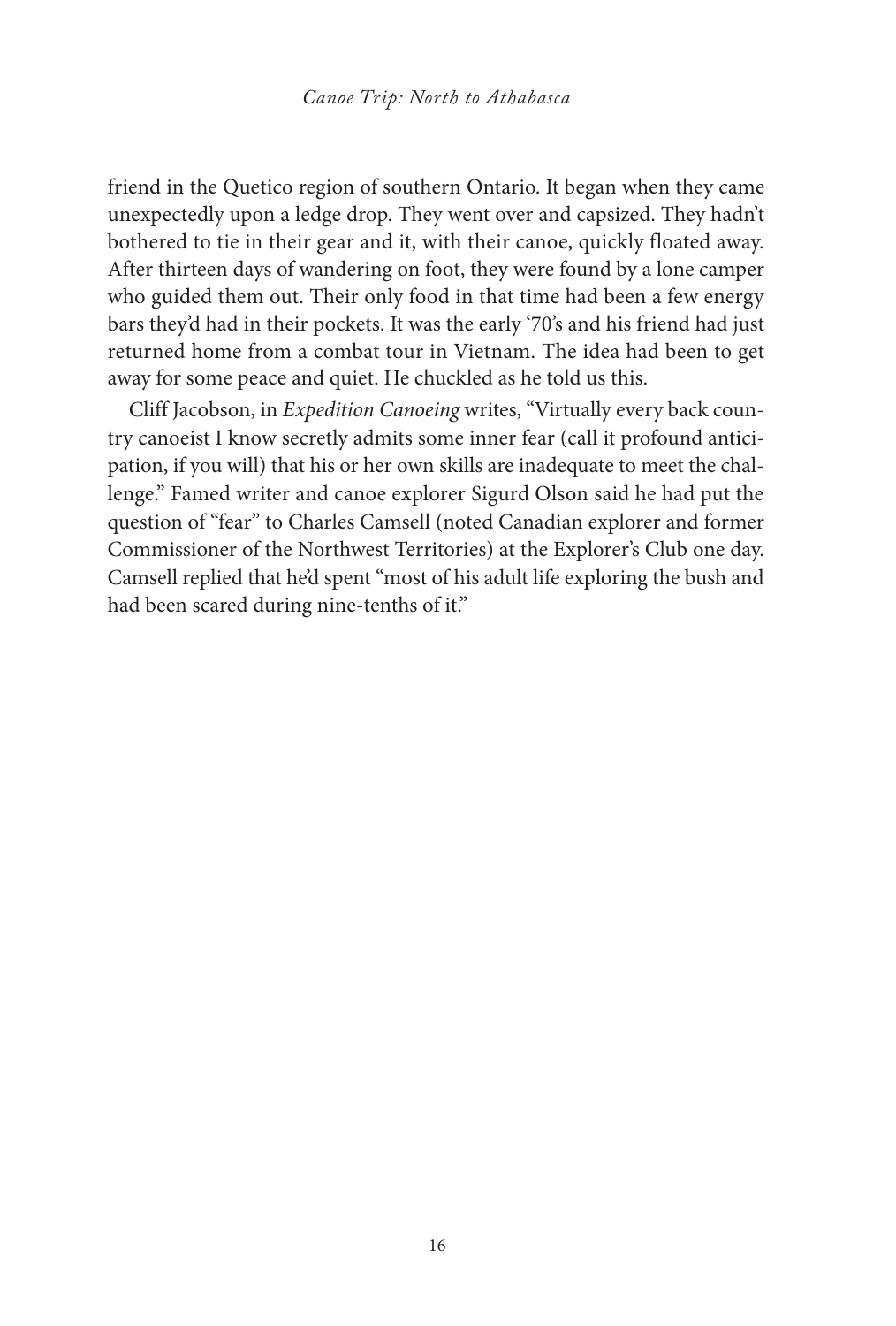friend in the Quetico region of southern Ontario. It began when they came unexpectedly upon a ledge drop. They went over and capsized. They hadn't bothered to tie in their gear and it, with their canoe, quickly floated away. After thirteen days of wandering on foot, they were found by a lone camper who guided them out. Their only food in that time had been a few energy bars they'd had in their pockets. It was the early '70's and his friend had just returned home from a combat tour in Vietnam. The idea had been to get away for some peace and quiet. He chuckled as he told us this.

Cliff Jacobson, in *Expedition Canoeing* writes, "Virtually every back country canoeist I know secretly admits some inner fear (call it profound anticipation, if you will) that his or her own skills are inadequate to meet the challenge." Famed writer and canoe explorer Sigurd Olson said he had put the question of "fear" to Charles Camsell (noted Canadian explorer and former Commissioner of the Northwest Territories) at the Explorer's Club one day. Camsell replied that he'd spent "most of his adult life exploring the bush and had been scared during nine-tenths of it."